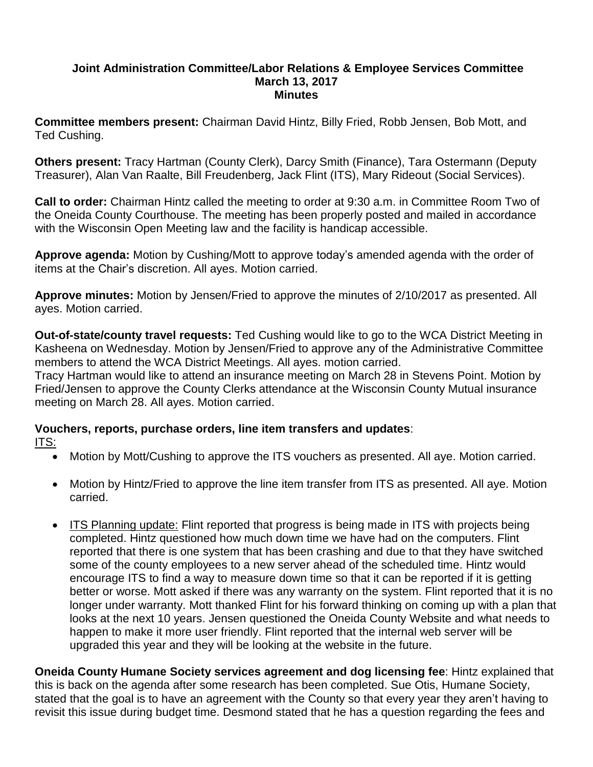**Joint Administration Committee/Labor Relations & Employee Services Committee**
**March 13, 2017**
**Minutes**

**Committee members present:** Chairman David Hintz, Billy Fried, Robb Jensen, Bob Mott, and Ted Cushing.

**Others present:** Tracy Hartman (County Clerk), Darcy Smith (Finance), Tara Ostermann (Deputy Treasurer), Alan Van Raalte, Bill Freudenberg, Jack Flint (ITS), Mary Rideout (Social Services).

**Call to order:** Chairman Hintz called the meeting to order at 9:30 a.m. in Committee Room Two of the Oneida County Courthouse. The meeting has been properly posted and mailed in accordance with the Wisconsin Open Meeting law and the facility is handicap accessible.

**Approve agenda:** Motion by Cushing/Mott to approve today's amended agenda with the order of items at the Chair's discretion. All ayes. Motion carried.

**Approve minutes:** Motion by Jensen/Fried to approve the minutes of 2/10/2017 as presented. All ayes. Motion carried.

**Out-of-state/county travel requests:** Ted Cushing would like to go to the WCA District Meeting in Kasheena on Wednesday. Motion by Jensen/Fried to approve any of the Administrative Committee members to attend the WCA District Meetings. All ayes. motion carried.
Tracy Hartman would like to attend an insurance meeting on March 28 in Stevens Point. Motion by Fried/Jensen to approve the County Clerks attendance at the Wisconsin County Mutual insurance meeting on March 28. All ayes. Motion carried.

**Vouchers, reports, purchase orders, line item transfers and updates**:
ITS:

- Motion by Mott/Cushing to approve the ITS vouchers as presented. All aye. Motion carried.
- Motion by Hintz/Fried to approve the line item transfer from ITS as presented. All aye. Motion carried.
- ITS Planning update: Flint reported that progress is being made in ITS with projects being completed. Hintz questioned how much down time we have had on the computers. Flint reported that there is one system that has been crashing and due to that they have switched some of the county employees to a new server ahead of the scheduled time. Hintz would encourage ITS to find a way to measure down time so that it can be reported if it is getting better or worse. Mott asked if there was any warranty on the system. Flint reported that it is no longer under warranty. Mott thanked Flint for his forward thinking on coming up with a plan that looks at the next 10 years. Jensen questioned the Oneida County Website and what needs to happen to make it more user friendly. Flint reported that the internal web server will be upgraded this year and they will be looking at the website in the future.

**Oneida County Humane Society services agreement and dog licensing fee**: Hintz explained that this is back on the agenda after some research has been completed. Sue Otis, Humane Society, stated that the goal is to have an agreement with the County so that every year they aren't having to revisit this issue during budget time. Desmond stated that he has a question regarding the fees and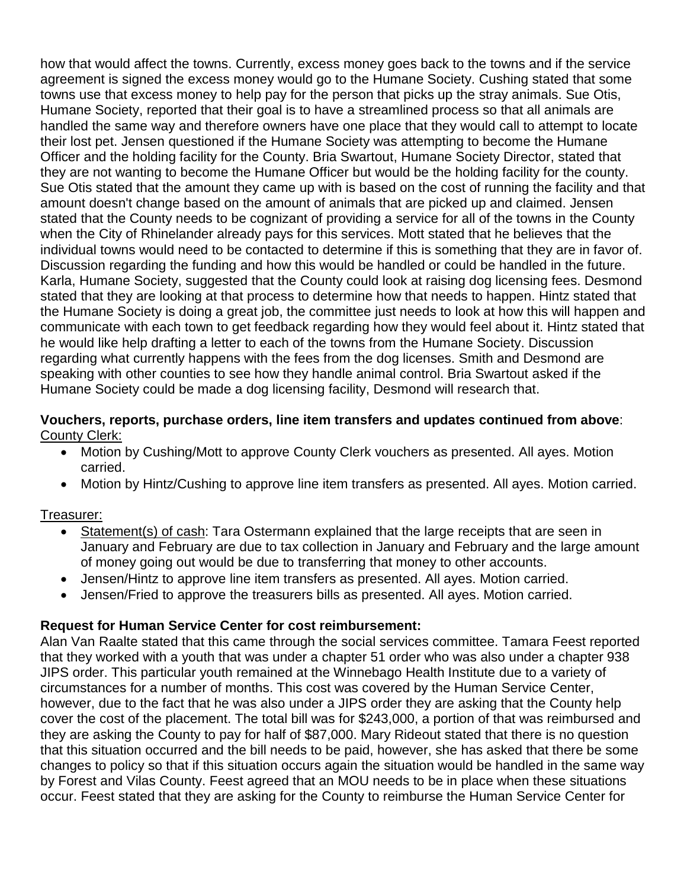how that would affect the towns. Currently, excess money goes back to the towns and if the service agreement is signed the excess money would go to the Humane Society. Cushing stated that some towns use that excess money to help pay for the person that picks up the stray animals. Sue Otis, Humane Society, reported that their goal is to have a streamlined process so that all animals are handled the same way and therefore owners have one place that they would call to attempt to locate their lost pet. Jensen questioned if the Humane Society was attempting to become the Humane Officer and the holding facility for the County. Bria Swartout, Humane Society Director, stated that they are not wanting to become the Humane Officer but would be the holding facility for the county. Sue Otis stated that the amount they came up with is based on the cost of running the facility and that amount doesn't change based on the amount of animals that are picked up and claimed. Jensen stated that the County needs to be cognizant of providing a service for all of the towns in the County when the City of Rhinelander already pays for this services. Mott stated that he believes that the individual towns would need to be contacted to determine if this is something that they are in favor of. Discussion regarding the funding and how this would be handled or could be handled in the future. Karla, Humane Society, suggested that the County could look at raising dog licensing fees. Desmond stated that they are looking at that process to determine how that needs to happen. Hintz stated that the Humane Society is doing a great job, the committee just needs to look at how this will happen and communicate with each town to get feedback regarding how they would feel about it. Hintz stated that he would like help drafting a letter to each of the towns from the Humane Society. Discussion regarding what currently happens with the fees from the dog licenses. Smith and Desmond are speaking with other counties to see how they handle animal control. Bria Swartout asked if the Humane Society could be made a dog licensing facility, Desmond will research that.

**Vouchers, reports, purchase orders, line item transfers and updates continued from above**:
<u>County Clerk:</u>

- Motion by Cushing/Mott to approve County Clerk vouchers as presented. All ayes. Motion carried.
- Motion by Hintz/Cushing to approve line item transfers as presented. All ayes. Motion carried.

<u>Treasurer:</u>

- <u>Statement(s) of cash</u>: Tara Ostermann explained that the large receipts that are seen in January and February are due to tax collection in January and February and the large amount of money going out would be due to transferring that money to other accounts.
- Jensen/Hintz to approve line item transfers as presented. All ayes. Motion carried.
- Jensen/Fried to approve the treasurers bills as presented. All ayes. Motion carried.

**Request for Human Service Center for cost reimbursement:**
Alan Van Raalte stated that this came through the social services committee. Tamara Feest reported that they worked with a youth that was under a chapter 51 order who was also under a chapter 938 JIPS order. This particular youth remained at the Winnebago Health Institute due to a variety of circumstances for a number of months. This cost was covered by the Human Service Center, however, due to the fact that he was also under a JIPS order they are asking that the County help cover the cost of the placement. The total bill was for $243,000, a portion of that was reimbursed and they are asking the County to pay for half of $87,000. Mary Rideout stated that there is no question that this situation occurred and the bill needs to be paid, however, she has asked that there be some changes to policy so that if this situation occurs again the situation would be handled in the same way by Forest and Vilas County. Feest agreed that an MOU needs to be in place when these situations occur. Feest stated that they are asking for the County to reimburse the Human Service Center for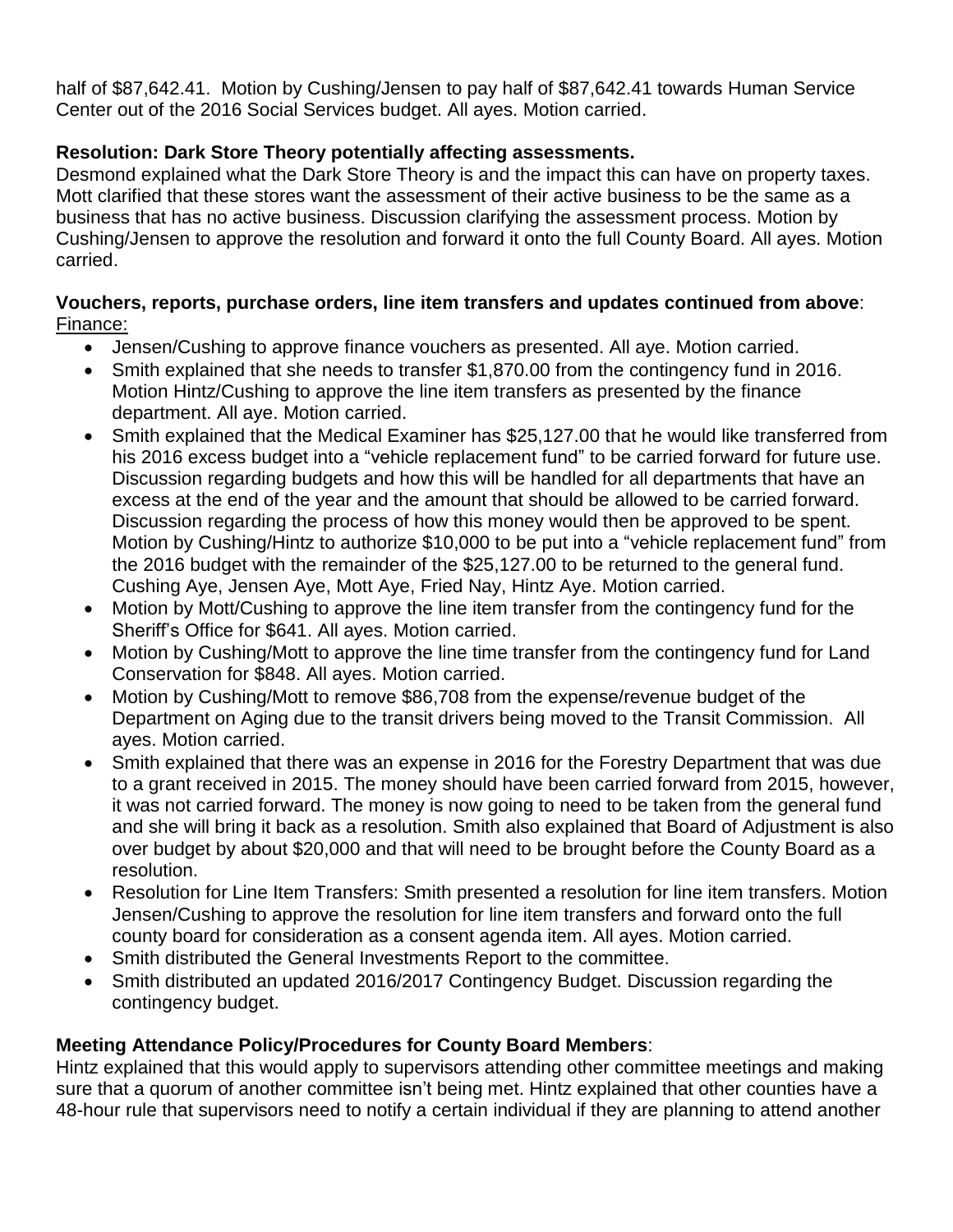half of $87,642.41. Motion by Cushing/Jensen to pay half of $87,642.41 towards Human Service Center out of the 2016 Social Services budget. All ayes. Motion carried.

**Resolution: Dark Store Theory potentially affecting assessments.**
Desmond explained what the Dark Store Theory is and the impact this can have on property taxes. Mott clarified that these stores want the assessment of their active business to be the same as a business that has no active business. Discussion clarifying the assessment process. Motion by Cushing/Jensen to approve the resolution and forward it onto the full County Board. All ayes. Motion carried.

**Vouchers, reports, purchase orders, line item transfers and updates continued from above**:
Finance:

- Jensen/Cushing to approve finance vouchers as presented. All aye. Motion carried.
- Smith explained that she needs to transfer $1,870.00 from the contingency fund in 2016. Motion Hintz/Cushing to approve the line item transfers as presented by the finance department. All aye. Motion carried.
- Smith explained that the Medical Examiner has $25,127.00 that he would like transferred from his 2016 excess budget into a "vehicle replacement fund" to be carried forward for future use. Discussion regarding budgets and how this will be handled for all departments that have an excess at the end of the year and the amount that should be allowed to be carried forward. Discussion regarding the process of how this money would then be approved to be spent. Motion by Cushing/Hintz to authorize $10,000 to be put into a "vehicle replacement fund" from the 2016 budget with the remainder of the $25,127.00 to be returned to the general fund. Cushing Aye, Jensen Aye, Mott Aye, Fried Nay, Hintz Aye. Motion carried.
- Motion by Mott/Cushing to approve the line item transfer from the contingency fund for the Sheriff's Office for $641. All ayes. Motion carried.
- Motion by Cushing/Mott to approve the line time transfer from the contingency fund for Land Conservation for $848. All ayes. Motion carried.
- Motion by Cushing/Mott to remove $86,708 from the expense/revenue budget of the Department on Aging due to the transit drivers being moved to the Transit Commission. All ayes. Motion carried.
- Smith explained that there was an expense in 2016 for the Forestry Department that was due to a grant received in 2015. The money should have been carried forward from 2015, however, it was not carried forward. The money is now going to need to be taken from the general fund and she will bring it back as a resolution. Smith also explained that Board of Adjustment is also over budget by about $20,000 and that will need to be brought before the County Board as a resolution.
- Resolution for Line Item Transfers: Smith presented a resolution for line item transfers. Motion Jensen/Cushing to approve the resolution for line item transfers and forward onto the full county board for consideration as a consent agenda item. All ayes. Motion carried.
- Smith distributed the General Investments Report to the committee.
- Smith distributed an updated 2016/2017 Contingency Budget. Discussion regarding the contingency budget.

**Meeting Attendance Policy/Procedures for County Board Members**:
Hintz explained that this would apply to supervisors attending other committee meetings and making sure that a quorum of another committee isn't being met. Hintz explained that other counties have a 48-hour rule that supervisors need to notify a certain individual if they are planning to attend another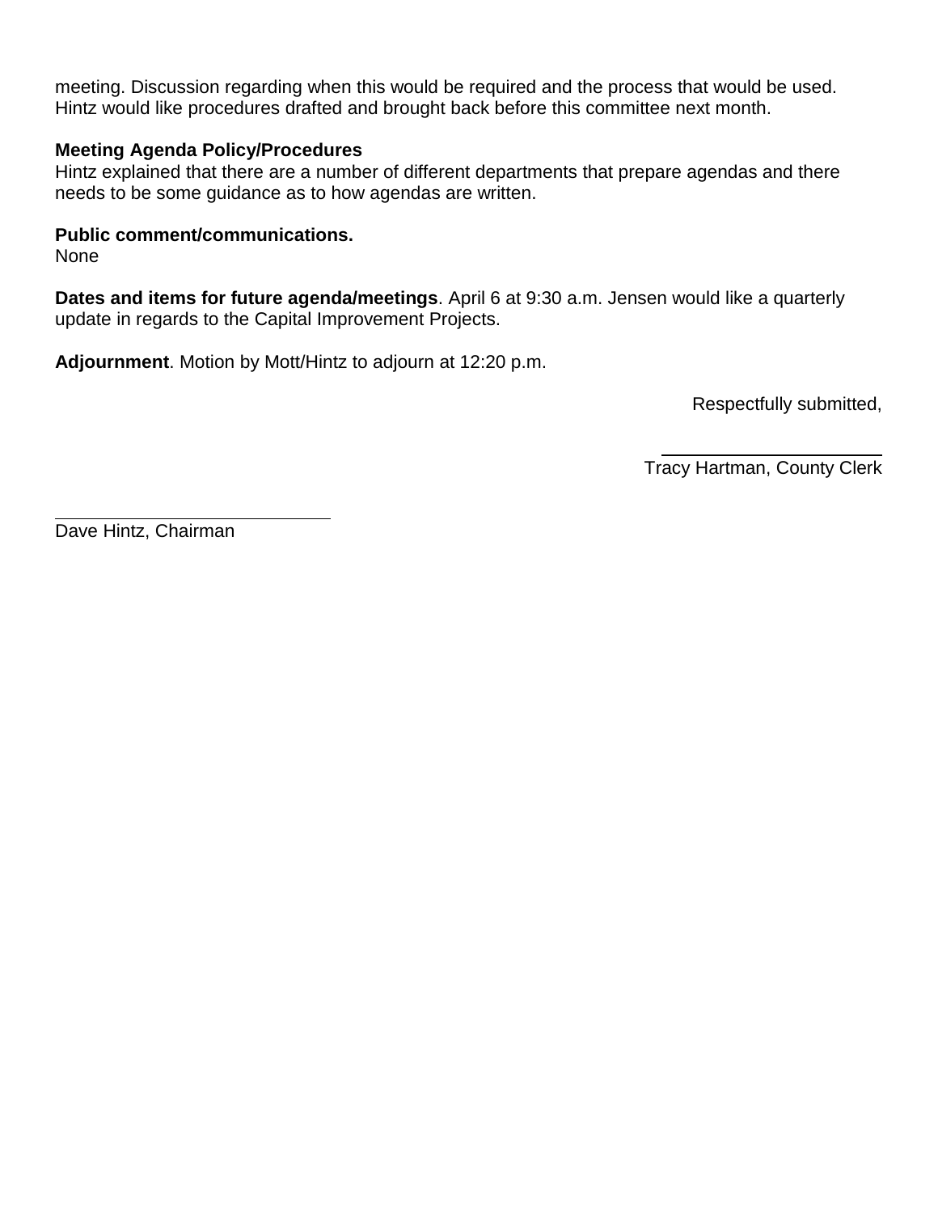meeting. Discussion regarding when this would be required and the process that would be used. Hintz would like procedures drafted and brought back before this committee next month.

**Meeting Agenda Policy/Procedures**
Hintz explained that there are a number of different departments that prepare agendas and there needs to be some guidance as to how agendas are written.

**Public comment/communications.**
None

**Dates and items for future agenda/meetings**. April 6 at 9:30 a.m. Jensen would like a quarterly update in regards to the Capital Improvement Projects.

**Adjournment**. Motion by Mott/Hintz to adjourn at 12:20 p.m.

Respectfully submitted,

______________________
Tracy Hartman, County Clerk

______________________
Dave Hintz, Chairman